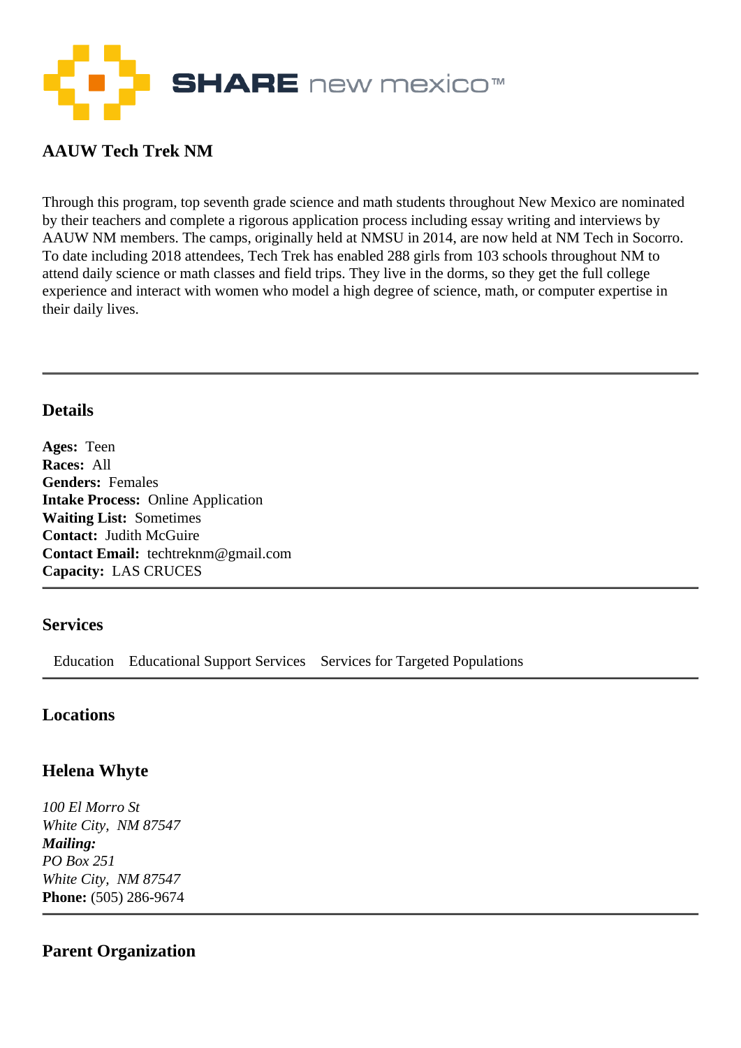SHARE new mexico™

## AAUW Tech Trek NM

Through this program, top seventh grade science and math students throughout New Mexico are nominated by their teachers and complete a rigorous application process including essay writing and interviews by AAUW NM members. The camps, originally held at NMSU in 2014, are now held at NM Tech in Socorro. To date including 2018 attendees, Tech Trek has enabled 288 girls from 103 schools throughout NM to attend daily science or math classes and field trips. They live in the dorms, so they get the full college experience and interact with women who model a high degree of science, math, or computer expertise in their daily lives.

---

### Details

**Ages:** Teen  
**Races:** All  
**Genders:** Females  
**Intake Process:** Online Application  
**Waiting List:** Sometimes  
**Contact:** Judith McGuire  
**Contact Email:** techtreknm@gmail.com  
**Capacity:** LAS CRUCES

---

### Services

Education Educational Support Services Services for Targeted Populations

---

### Locations

### Helena Whyte

*100 El Morro St*  
*White City, NM 87547*  
***Mailing:***  
*PO Box 251*  
*White City, NM 87547*  
**Phone:** (505) 286-9674

---

### Parent Organization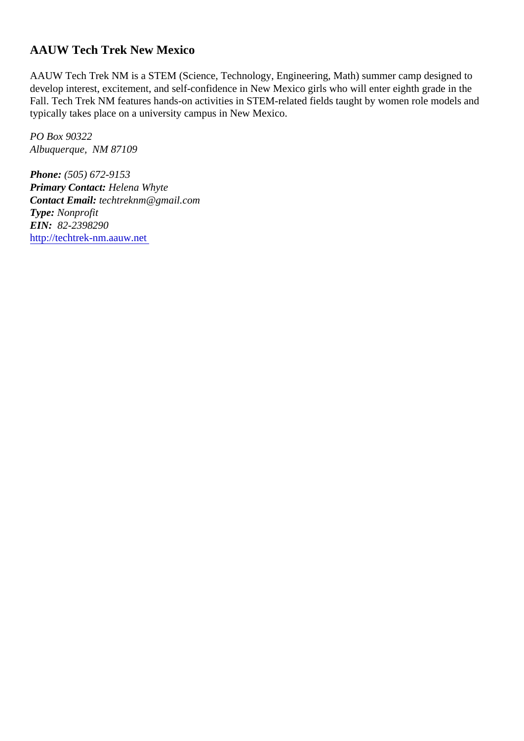## AAUW Tech Trek New Mexico

AAUW Tech Trek NM is a STEM (Science, Technology, Engineering, Math) summer camp designed to develop interest, excitement, and self-confidence in New Mexico girls who will enter eighth grade in the Fall. Tech Trek NM features hands-on activities in STEM-related fields taught by women role models and typically takes place on a university campus in New Mexico.

*PO Box 90322*
*Albuquerque, NM 87109*

***Phone:*** *(505) 672-9153*
***Primary Contact:*** *Helena Whyte*
***Contact Email:*** *techtreknm@gmail.com*
***Type:*** *Nonprofit*
***EIN:*** *82-2398290*
[http://techtrek-nm.aauw.net](http://techtrek-nm.aauw.net)